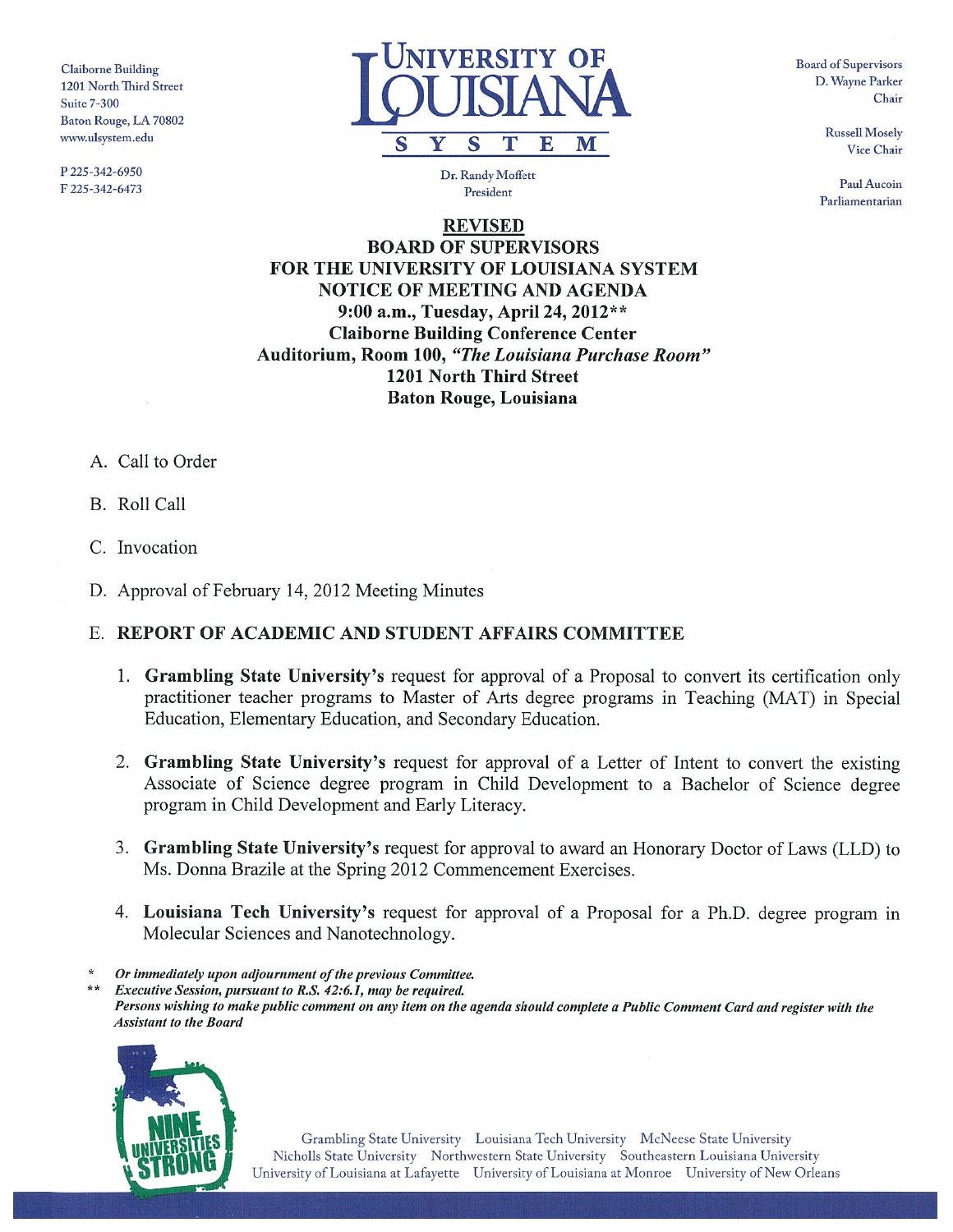Claiborne Building
1201 North Third Street
Suite 7-300
Baton Rouge, LA 70802
www.ulsystem.edu

P 225-342-6950
F 225-342-6473

# UNIVERSITY OF LOUISIANA SYSTEM

Dr. Randy Moffett
President

Board of Supervisors
D. Wayne Parker
Chair

Russell Mosely
Vice Chair

Paul Aucoin
Parliamentarian

**REVISED**
**BOARD OF SUPERVISORS**
**FOR THE UNIVERSITY OF LOUISIANA SYSTEM**
**NOTICE OF MEETING AND AGENDA**
**9:00 a.m., Tuesday, April 24, 2012****
**Claiborne Building Conference Center**
**Auditorium, Room 100, *"The Louisiana Purchase Room"***
**1201 North Third Street**
**Baton Rouge, Louisiana**

A. Call to Order

B. Roll Call

C. Invocation

D. Approval of February 14, 2012 Meeting Minutes

E. **REPORT OF ACADEMIC AND STUDENT AFFAIRS COMMITTEE**

1. **Grambling State University's** request for approval of a Proposal to convert its certification only practitioner teacher programs to Master of Arts degree programs in Teaching (MAT) in Special Education, Elementary Education, and Secondary Education.

2. **Grambling State University's** request for approval of a Letter of Intent to convert the existing Associate of Science degree program in Child Development to a Bachelor of Science degree program in Child Development and Early Literacy.

3. **Grambling State University's** request for approval to award an Honorary Doctor of Laws (LLD) to Ms. Donna Brazile at the Spring 2012 Commencement Exercises.

4. **Louisiana Tech University's** request for approval of a Proposal for a Ph.D. degree program in Molecular Sciences and Nanotechnology.

\* *Or immediately upon adjournment of the previous Committee.*
\** *Executive Session, pursuant to R.S. 42:6.1, may be required.*
***Persons wishing to make public comment on any item on the agenda should complete a Public Comment Card and register with the Assistant to the Board***

NINE UNIVERSITIES STRONG

Grambling State University | Louisiana Tech University | McNeese State University | Nicholls State University | Northwestern State University | Southeastern Louisiana University | University of Louisiana at Lafayette | University of Louisiana at Monroe | University of New Orleans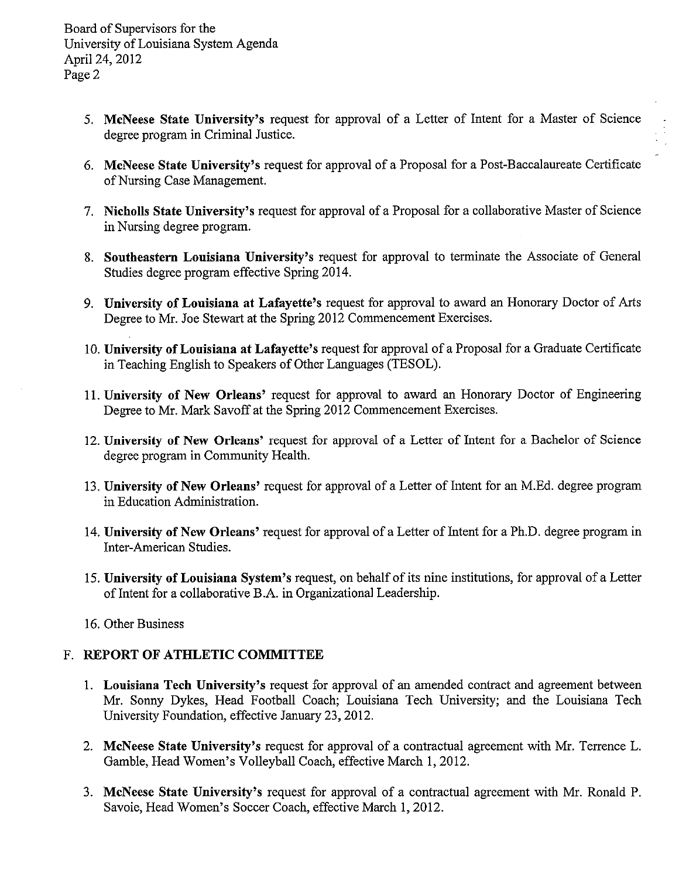5. **McNeese State University's** request for approval of a Letter of Intent for a Master of Science degree program in Criminal Justice.

6. **McNeese State University's** request for approval of a Proposal for a Post-Baccalaureate Certificate of Nursing Case Management.

7. **Nicholls State University's** request for approval of a Proposal for a collaborative Master of Science in Nursing degree program.

8. **Southeastern Louisiana University's** request for approval to terminate the Associate of General Studies degree program effective Spring 2014.

9. **University of Louisiana at Lafayette's** request for approval to award an Honorary Doctor of Arts Degree to Mr. Joe Stewart at the Spring 2012 Commencement Exercises.

10. **University of Louisiana at Lafayette's** request for approval of a Proposal for a Graduate Certificate in Teaching English to Speakers of Other Languages (TESOL).

11. **University of New Orleans'** request for approval to award an Honorary Doctor of Engineering Degree to Mr. Mark Savoff at the Spring 2012 Commencement Exercises.

12. **University of New Orleans'** request for approval of a Letter of Intent for a Bachelor of Science degree program in Community Health.

13. **University of New Orleans'** request for approval of a Letter of Intent for an M.Ed. degree program in Education Administration.

14. **University of New Orleans'** request for approval of a Letter of Intent for a Ph.D. degree program in Inter-American Studies.

15. **University of Louisiana System's** request, on behalf of its nine institutions, for approval of a Letter of Intent for a collaborative B.A. in Organizational Leadership.

16. Other Business

## F. REPORT OF ATHLETIC COMMITTEE

1. **Louisiana Tech University's** request for approval of an amended contract and agreement between Mr. Sonny Dykes, Head Football Coach; Louisiana Tech University; and the Louisiana Tech University Foundation, effective January 23, 2012.

2. **McNeese State University's** request for approval of a contractual agreement with Mr. Terrence L. Gamble, Head Women's Volleyball Coach, effective March 1, 2012.

3. **McNeese State University's** request for approval of a contractual agreement with Mr. Ronald P. Savoie, Head Women's Soccer Coach, effective March 1, 2012.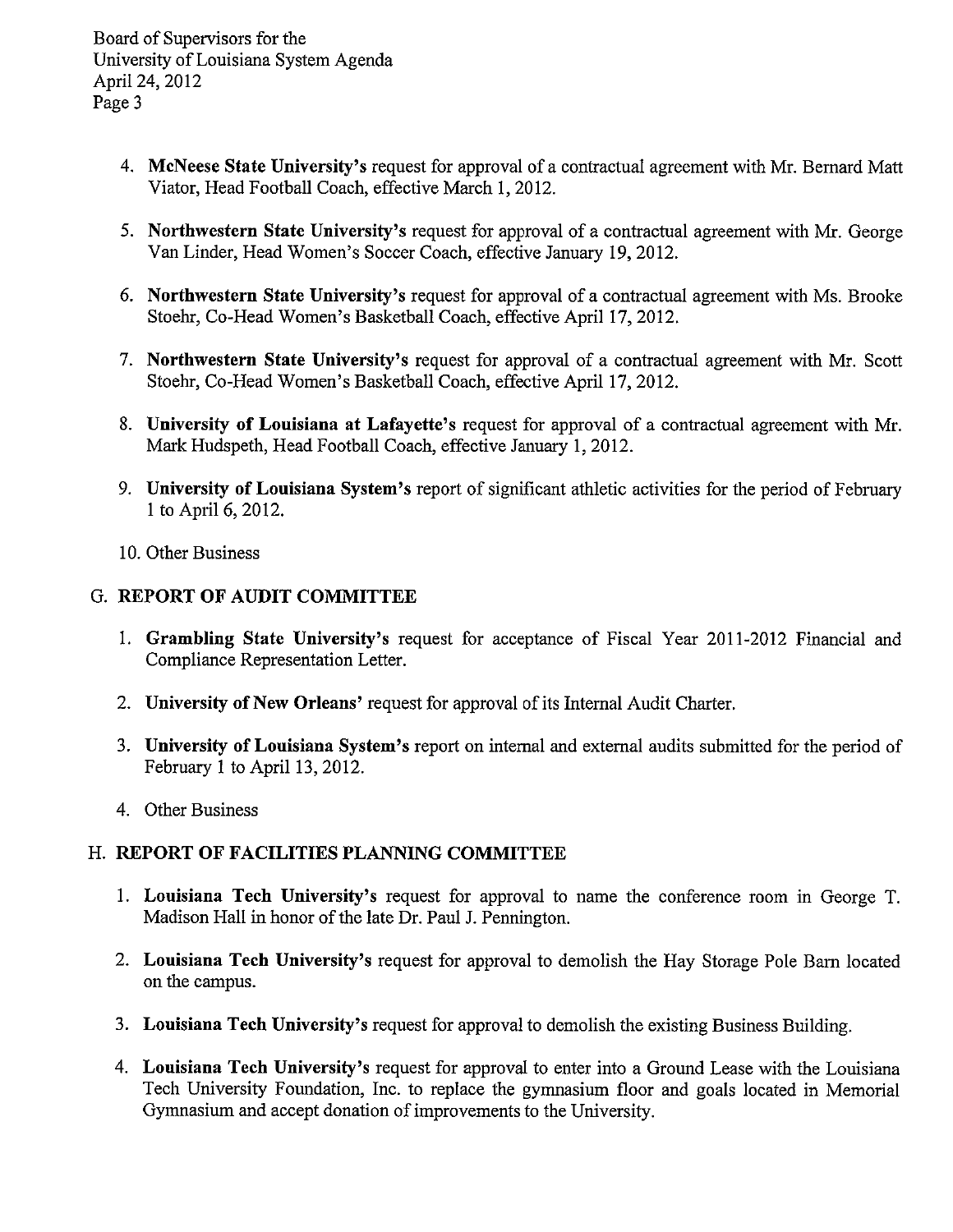4. **McNeese State University's** request for approval of a contractual agreement with Mr. Bernard Matt Viator, Head Football Coach, effective March 1, 2012.

5. **Northwestern State University's** request for approval of a contractual agreement with Mr. George Van Linder, Head Women's Soccer Coach, effective January 19, 2012.

6. **Northwestern State University's** request for approval of a contractual agreement with Ms. Brooke Stoehr, Co-Head Women's Basketball Coach, effective April 17, 2012.

7. **Northwestern State University's** request for approval of a contractual agreement with Mr. Scott Stoehr, Co-Head Women's Basketball Coach, effective April 17, 2012.

8. **University of Louisiana at Lafayette's** request for approval of a contractual agreement with Mr. Mark Hudspeth, Head Football Coach, effective January 1, 2012.

9. **University of Louisiana System's** report of significant athletic activities for the period of February 1 to April 6, 2012.

10. Other Business

## G. REPORT OF AUDIT COMMITTEE

1. **Grambling State University's** request for acceptance of Fiscal Year 2011-2012 Financial and Compliance Representation Letter.

2. **University of New Orleans'** request for approval of its Internal Audit Charter.

3. **University of Louisiana System's** report on internal and external audits submitted for the period of February 1 to April 13, 2012.

4. Other Business

## H. REPORT OF FACILITIES PLANNING COMMITTEE

1. **Louisiana Tech University's** request for approval to name the conference room in George T. Madison Hall in honor of the late Dr. Paul J. Pennington.

2. **Louisiana Tech University's** request for approval to demolish the Hay Storage Pole Barn located on the campus.

3. **Louisiana Tech University's** request for approval to demolish the existing Business Building.

4. **Louisiana Tech University's** request for approval to enter into a Ground Lease with the Louisiana Tech University Foundation, Inc. to replace the gymnasium floor and goals located in Memorial Gymnasium and accept donation of improvements to the University.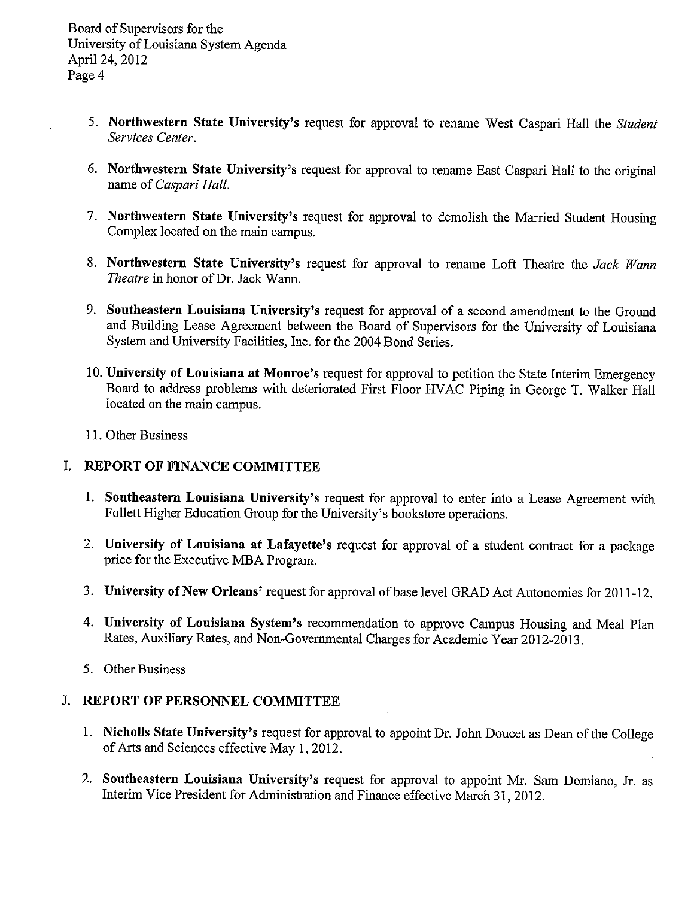5. **Northwestern State University's** request for approval to rename West Caspari Hall the *Student Services Center*.

6. **Northwestern State University's** request for approval to rename East Caspari Hall to the original name of *Caspari Hall*.

7. **Northwestern State University's** request for approval to demolish the Married Student Housing Complex located on the main campus.

8. **Northwestern State University's** request for approval to rename Loft Theatre the *Jack Wann Theatre* in honor of Dr. Jack Wann.

9. **Southeastern Louisiana University's** request for approval of a second amendment to the Ground and Building Lease Agreement between the Board of Supervisors for the University of Louisiana System and University Facilities, Inc. for the 2004 Bond Series.

10. **University of Louisiana at Monroe's** request for approval to petition the State Interim Emergency Board to address problems with deteriorated First Floor HVAC Piping in George T. Walker Hall located on the main campus.

11. Other Business

## I. REPORT OF FINANCE COMMITTEE

1. **Southeastern Louisiana University's** request for approval to enter into a Lease Agreement with Follett Higher Education Group for the University's bookstore operations.

2. **University of Louisiana at Lafayette's** request for approval of a student contract for a package price for the Executive MBA Program.

3. **University of New Orleans'** request for approval of base level GRAD Act Autonomies for 2011-12.

4. **University of Louisiana System's** recommendation to approve Campus Housing and Meal Plan Rates, Auxiliary Rates, and Non-Governmental Charges for Academic Year 2012-2013.

5. Other Business

## J. REPORT OF PERSONNEL COMMITTEE

1. **Nicholls State University's** request for approval to appoint Dr. John Doucet as Dean of the College of Arts and Sciences effective May 1, 2012.

2. **Southeastern Louisiana University's** request for approval to appoint Mr. Sam Domiano, Jr. as Interim Vice President for Administration and Finance effective March 31, 2012.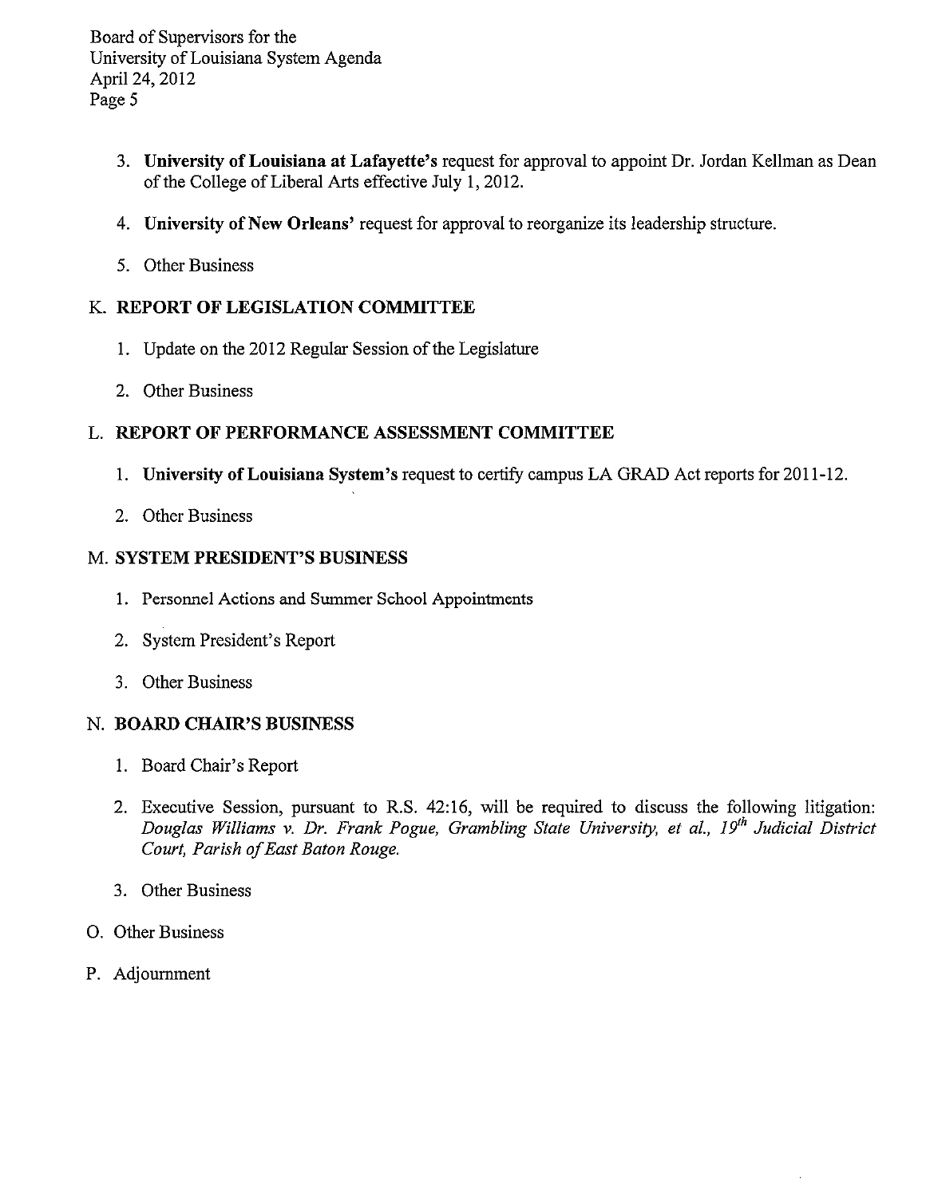3. **University of Louisiana at Lafayette's** request for approval to appoint Dr. Jordan Kellman as Dean of the College of Liberal Arts effective July 1, 2012.

4. **University of New Orleans'** request for approval to reorganize its leadership structure.

5. Other Business

## K. REPORT OF LEGISLATION COMMITTEE

1. Update on the 2012 Regular Session of the Legislature

2. Other Business

## L. REPORT OF PERFORMANCE ASSESSMENT COMMITTEE

1. **University of Louisiana System's** request to certify campus LA GRAD Act reports for 2011-12.

2. Other Business

## M. SYSTEM PRESIDENT'S BUSINESS

1. Personnel Actions and Summer School Appointments

2. System President's Report

3. Other Business

## N. BOARD CHAIR'S BUSINESS

1. Board Chair's Report

2. Executive Session, pursuant to R.S. 42:16, will be required to discuss the following litigation: *Douglas Williams v. Dr. Frank Pogue, Grambling State University, et al., 19th Judicial District Court, Parish of East Baton Rouge.*

3. Other Business

O. Other Business

P. Adjournment